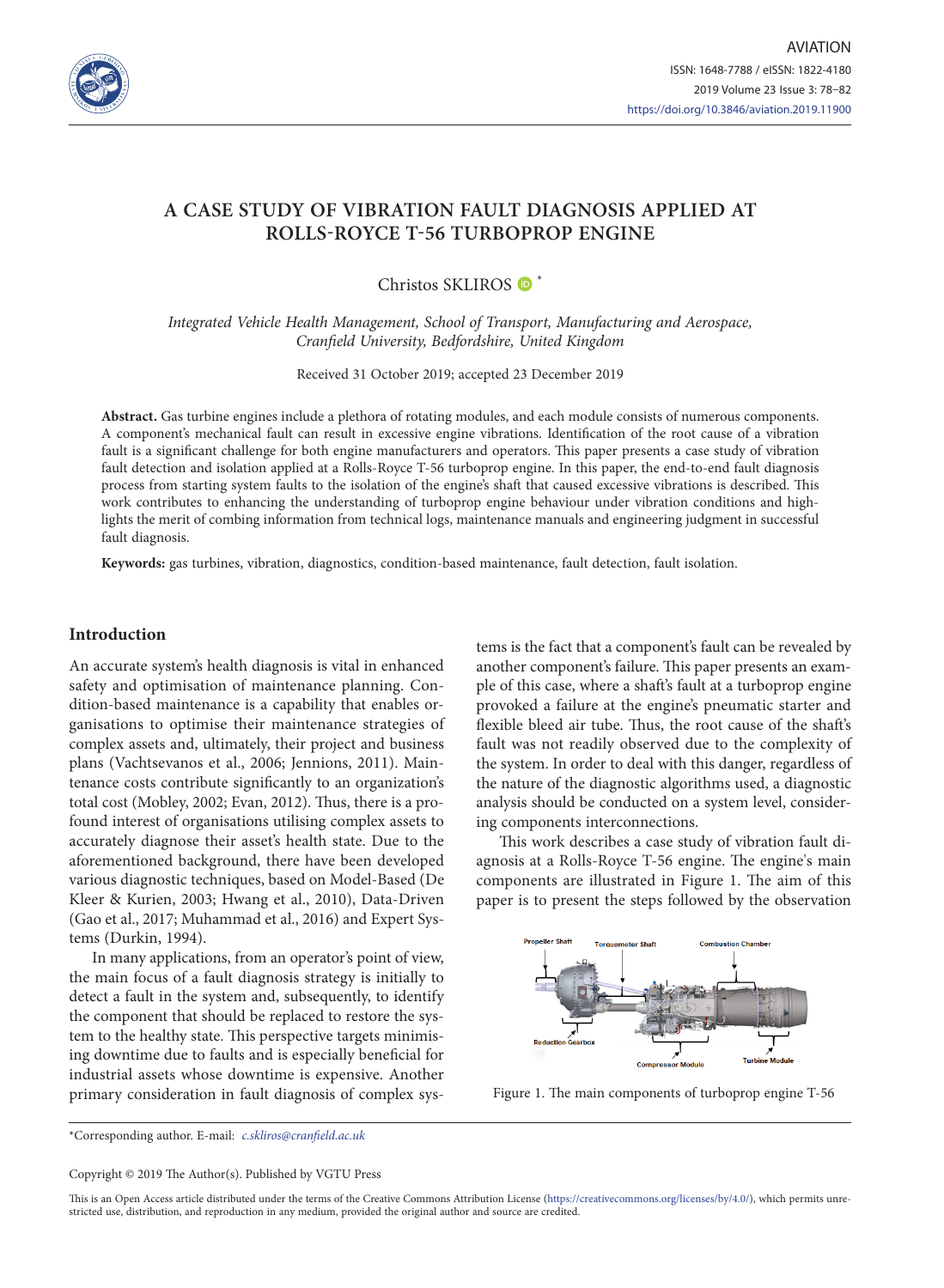# A CASE STUDY OF VIBRATION FAULT DIAGNOSIS APPLIED AT ROLLS-ROYCE T-56 TURBOPROP ENGINE

Christos SKLIROS *

*Integrated Vehicle Health Management, School of Transport, Manufacturing and Aerospace, Cranfield University, Bedfordshire, United Kingdom*

Received 31 October 2019; accepted 23 December 2019

**Abstract.** Gas turbine engines include a plethora of rotating modules, and each module consists of numerous components. A component's mechanical fault can result in excessive engine vibrations. Identification of the root cause of a vibration fault is a significant challenge for both engine manufacturers and operators. This paper presents a case study of vibration fault detection and isolation applied at a Rolls-Royce T-56 turboprop engine. In this paper, the end-to-end fault diagnosis process from starting system faults to the isolation of the engine's shaft that caused excessive vibrations is described. This work contributes to enhancing the understanding of turboprop engine behaviour under vibration conditions and highlights the merit of combing information from technical logs, maintenance manuals and engineering judgment in successful fault diagnosis.

**Keywords:** gas turbines, vibration, diagnostics, condition-based maintenance, fault detection, fault isolation.

## Introduction

An accurate system's health diagnosis is vital in enhanced safety and optimisation of maintenance planning. Condition-based maintenance is a capability that enables organisations to optimise their maintenance strategies of complex assets and, ultimately, their project and business plans (Vachtsevanos et al., 2006; Jennions, 2011). Maintenance costs contribute significantly to an organization's total cost (Mobley, 2002; Evan, 2012). Thus, there is a profound interest of organisations utilising complex assets to accurately diagnose their asset's health state. Due to the aforementioned background, there have been developed various diagnostic techniques, based on Model-Based (De Kleer & Kurien, 2003; Hwang et al., 2010), Data-Driven (Gao et al., 2017; Muhammad et al., 2016) and Expert Systems (Durkin, 1994).

In many applications, from an operator's point of view, the main focus of a fault diagnosis strategy is initially to detect a fault in the system and, subsequently, to identify the component that should be replaced to restore the system to the healthy state. This perspective targets minimising downtime due to faults and is especially beneficial for industrial assets whose downtime is expensive. Another primary consideration in fault diagnosis of complex systems is the fact that a component's fault can be revealed by another component's failure. This paper presents an example of this case, where a shaft's fault at a turboprop engine provoked a failure at the engine's pneumatic starter and flexible bleed air tube. Thus, the root cause of the shaft's fault was not readily observed due to the complexity of the system. In order to deal with this danger, regardless of the nature of the diagnostic algorithms used, a diagnostic analysis should be conducted on a system level, considering components interconnections.

This work describes a case study of vibration fault diagnosis at a Rolls-Royce T-56 engine. The engine's main components are illustrated in Figure 1. The aim of this paper is to present the steps followed by the observation

Figure 1. The main components of turboprop engine T-56

*Corresponding author. E-mail: *c.skliros@cranfield.ac.uk*

Copyright © 2019 The Author(s). Published by VGTU Press

This is an Open Access article distributed under the terms of the Creative Commons Attribution License (https://creativecommons.org/licenses/by/4.0/), which permits unrestricted use, distribution, and reproduction in any medium, provided the original author and source are credited.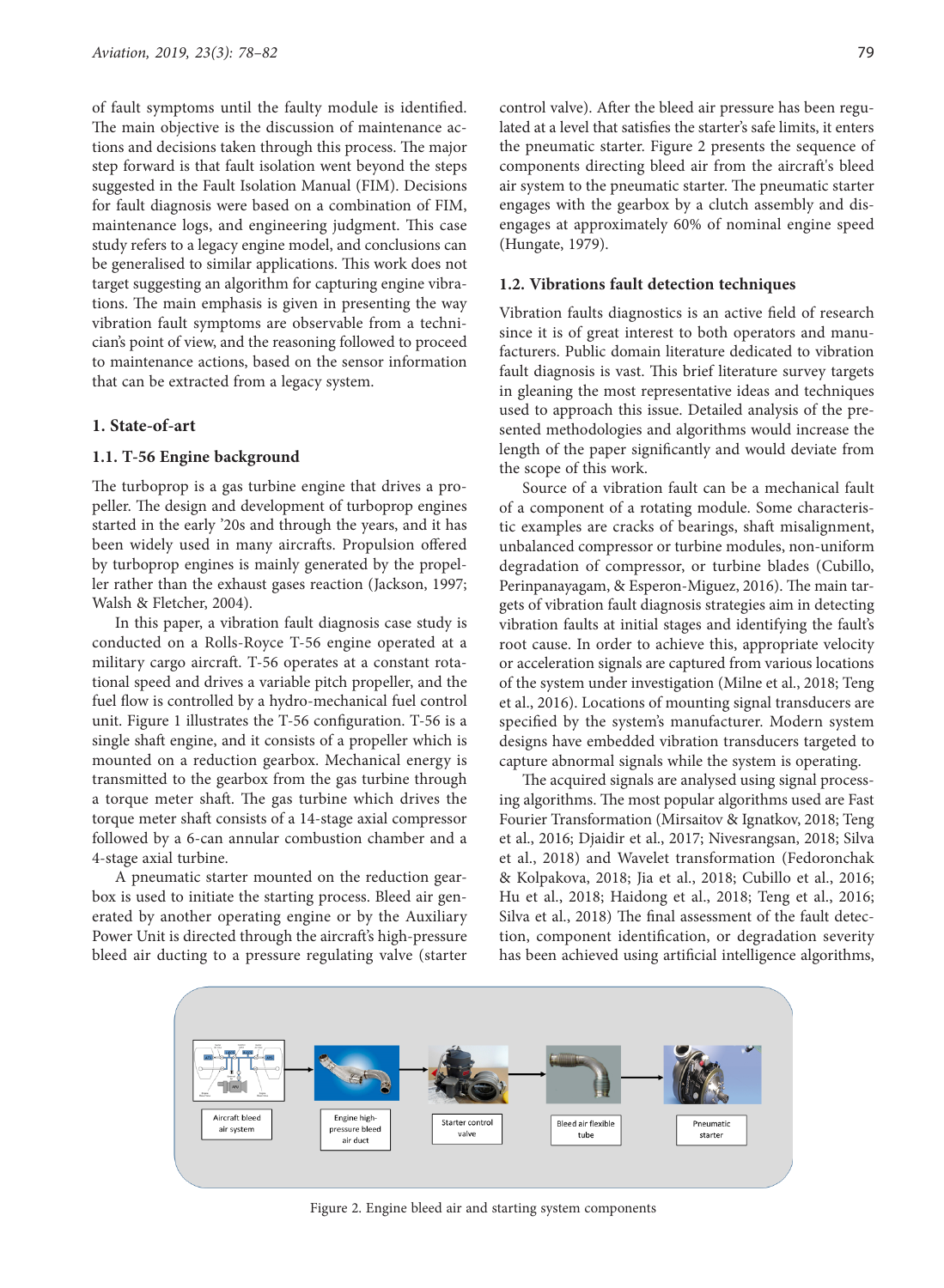of fault symptoms until the faulty module is identified. The main objective is the discussion of maintenance actions and decisions taken through this process. The major step forward is that fault isolation went beyond the steps suggested in the Fault Isolation Manual (FIM). Decisions for fault diagnosis were based on a combination of FIM, maintenance logs, and engineering judgment. This case study refers to a legacy engine model, and conclusions can be generalised to similar applications. This work does not target suggesting an algorithm for capturing engine vibrations. The main emphasis is given in presenting the way vibration fault symptoms are observable from a technician's point of view, and the reasoning followed to proceed to maintenance actions, based on the sensor information that can be extracted from a legacy system.

## 1. State-of-art

### 1.1. T-56 Engine background

The turboprop is a gas turbine engine that drives a propeller. The design and development of turboprop engines started in the early '20s and through the years, and it has been widely used in many aircrafts. Propulsion offered by turboprop engines is mainly generated by the propeller rather than the exhaust gases reaction (Jackson, 1997; Walsh & Fletcher, 2004).

In this paper, a vibration fault diagnosis case study is conducted on a Rolls-Royce T-56 engine operated at a military cargo aircraft. T-56 operates at a constant rotational speed and drives a variable pitch propeller, and the fuel flow is controlled by a hydro-mechanical fuel control unit. Figure 1 illustrates the T-56 configuration. T-56 is a single shaft engine, and it consists of a propeller which is mounted on a reduction gearbox. Mechanical energy is transmitted to the gearbox from the gas turbine through a torque meter shaft. The gas turbine which drives the torque meter shaft consists of a 14-stage axial compressor followed by a 6-can annular combustion chamber and a 4-stage axial turbine.

A pneumatic starter mounted on the reduction gearbox is used to initiate the starting process. Bleed air generated by another operating engine or by the Auxiliary Power Unit is directed through the aircraft's high-pressure bleed air ducting to a pressure regulating valve (starter control valve). After the bleed air pressure has been regulated at a level that satisfies the starter's safe limits, it enters the pneumatic starter. Figure 2 presents the sequence of components directing bleed air from the aircraft's bleed air system to the pneumatic starter. The pneumatic starter engages with the gearbox by a clutch assembly and disengages at approximately 60% of nominal engine speed (Hungate, 1979).

### 1.2. Vibrations fault detection techniques

Vibration faults diagnostics is an active field of research since it is of great interest to both operators and manufacturers. Public domain literature dedicated to vibration fault diagnosis is vast. This brief literature survey targets in gleaning the most representative ideas and techniques used to approach this issue. Detailed analysis of the presented methodologies and algorithms would increase the length of the paper significantly and would deviate from the scope of this work.

Source of a vibration fault can be a mechanical fault of a component of a rotating module. Some characteristic examples are cracks of bearings, shaft misalignment, unbalanced compressor or turbine modules, non-uniform degradation of compressor, or turbine blades (Cubillo, Perinpanayagam, & Esperon-Miguez, 2016). The main targets of vibration fault diagnosis strategies aim in detecting vibration faults at initial stages and identifying the fault's root cause. In order to achieve this, appropriate velocity or acceleration signals are captured from various locations of the system under investigation (Milne et al., 2018; Teng et al., 2016). Locations of mounting signal transducers are specified by the system's manufacturer. Modern system designs have embedded vibration transducers targeted to capture abnormal signals while the system is operating.

The acquired signals are analysed using signal processing algorithms. The most popular algorithms used are Fast Fourier Transformation (Mirsaitov & Ignatkov, 2018; Teng et al., 2016; Djaidir et al., 2017; Nivesrangsan, 2018; Silva et al., 2018) and Wavelet transformation (Fedoronchak & Kolpakova, 2018; Jia et al., 2018; Cubillo et al., 2016; Hu et al., 2018; Haidong et al., 2018; Teng et al., 2016; Silva et al., 2018) The final assessment of the fault detection, component identification, or degradation severity has been achieved using artificial intelligence algorithms,

Aircraft bleed air system → Engine high-pressure bleed air duct → Starter control valve → Bleed air flexible tube → Pneumatic starter

Figure 2. Engine bleed air and starting system components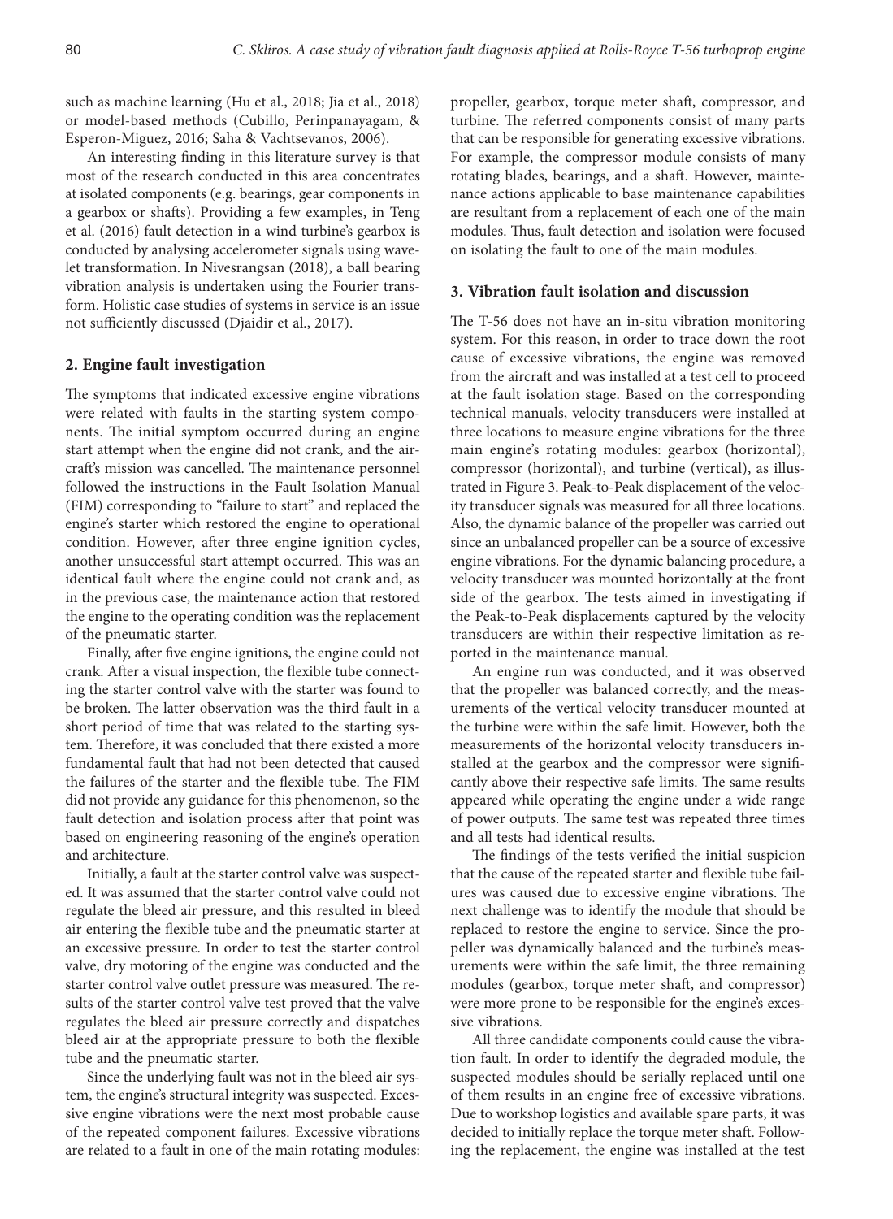such as machine learning (Hu et al., 2018; Jia et al., 2018) or model-based methods (Cubillo, Perinpanayagam, & Esperon-Miguez, 2016; Saha & Vachtsevanos, 2006).

An interesting finding in this literature survey is that most of the research conducted in this area concentrates at isolated components (e.g. bearings, gear components in a gearbox or shafts). Providing a few examples, in Teng et al. (2016) fault detection in a wind turbine's gearbox is conducted by analysing accelerometer signals using wavelet transformation. In Nivesrangsan (2018), a ball bearing vibration analysis is undertaken using the Fourier transform. Holistic case studies of systems in service is an issue not sufficiently discussed (Djaidir et al., 2017).

## 2. Engine fault investigation

The symptoms that indicated excessive engine vibrations were related with faults in the starting system components. The initial symptom occurred during an engine start attempt when the engine did not crank, and the aircraft's mission was cancelled. The maintenance personnel followed the instructions in the Fault Isolation Manual (FIM) corresponding to "failure to start" and replaced the engine's starter which restored the engine to operational condition. However, after three engine ignition cycles, another unsuccessful start attempt occurred. This was an identical fault where the engine could not crank and, as in the previous case, the maintenance action that restored the engine to the operating condition was the replacement of the pneumatic starter.

Finally, after five engine ignitions, the engine could not crank. After a visual inspection, the flexible tube connecting the starter control valve with the starter was found to be broken. The latter observation was the third fault in a short period of time that was related to the starting system. Therefore, it was concluded that there existed a more fundamental fault that had not been detected that caused the failures of the starter and the flexible tube. The FIM did not provide any guidance for this phenomenon, so the fault detection and isolation process after that point was based on engineering reasoning of the engine's operation and architecture.

Initially, a fault at the starter control valve was suspected. It was assumed that the starter control valve could not regulate the bleed air pressure, and this resulted in bleed air entering the flexible tube and the pneumatic starter at an excessive pressure. In order to test the starter control valve, dry motoring of the engine was conducted and the starter control valve outlet pressure was measured. The results of the starter control valve test proved that the valve regulates the bleed air pressure correctly and dispatches bleed air at the appropriate pressure to both the flexible tube and the pneumatic starter.

Since the underlying fault was not in the bleed air system, the engine's structural integrity was suspected. Excessive engine vibrations were the next most probable cause of the repeated component failures. Excessive vibrations are related to a fault in one of the main rotating modules: propeller, gearbox, torque meter shaft, compressor, and turbine. The referred components consist of many parts that can be responsible for generating excessive vibrations. For example, the compressor module consists of many rotating blades, bearings, and a shaft. However, maintenance actions applicable to base maintenance capabilities are resultant from a replacement of each one of the main modules. Thus, fault detection and isolation were focused on isolating the fault to one of the main modules.

## 3. Vibration fault isolation and discussion

The T-56 does not have an in-situ vibration monitoring system. For this reason, in order to trace down the root cause of excessive vibrations, the engine was removed from the aircraft and was installed at a test cell to proceed at the fault isolation stage. Based on the corresponding technical manuals, velocity transducers were installed at three locations to measure engine vibrations for the three main engine's rotating modules: gearbox (horizontal), compressor (horizontal), and turbine (vertical), as illustrated in Figure 3. Peak-to-Peak displacement of the velocity transducer signals was measured for all three locations. Also, the dynamic balance of the propeller was carried out since an unbalanced propeller can be a source of excessive engine vibrations. For the dynamic balancing procedure, a velocity transducer was mounted horizontally at the front side of the gearbox. The tests aimed in investigating if the Peak-to-Peak displacements captured by the velocity transducers are within their respective limitation as reported in the maintenance manual.

An engine run was conducted, and it was observed that the propeller was balanced correctly, and the measurements of the vertical velocity transducer mounted at the turbine were within the safe limit. However, both the measurements of the horizontal velocity transducers installed at the gearbox and the compressor were significantly above their respective safe limits. The same results appeared while operating the engine under a wide range of power outputs. The same test was repeated three times and all tests had identical results.

The findings of the tests verified the initial suspicion that the cause of the repeated starter and flexible tube failures was caused due to excessive engine vibrations. The next challenge was to identify the module that should be replaced to restore the engine to service. Since the propeller was dynamically balanced and the turbine's measurements were within the safe limit, the three remaining modules (gearbox, torque meter shaft, and compressor) were more prone to be responsible for the engine's excessive vibrations.

All three candidate components could cause the vibration fault. In order to identify the degraded module, the suspected modules should be serially replaced until one of them results in an engine free of excessive vibrations. Due to workshop logistics and available spare parts, it was decided to initially replace the torque meter shaft. Following the replacement, the engine was installed at the test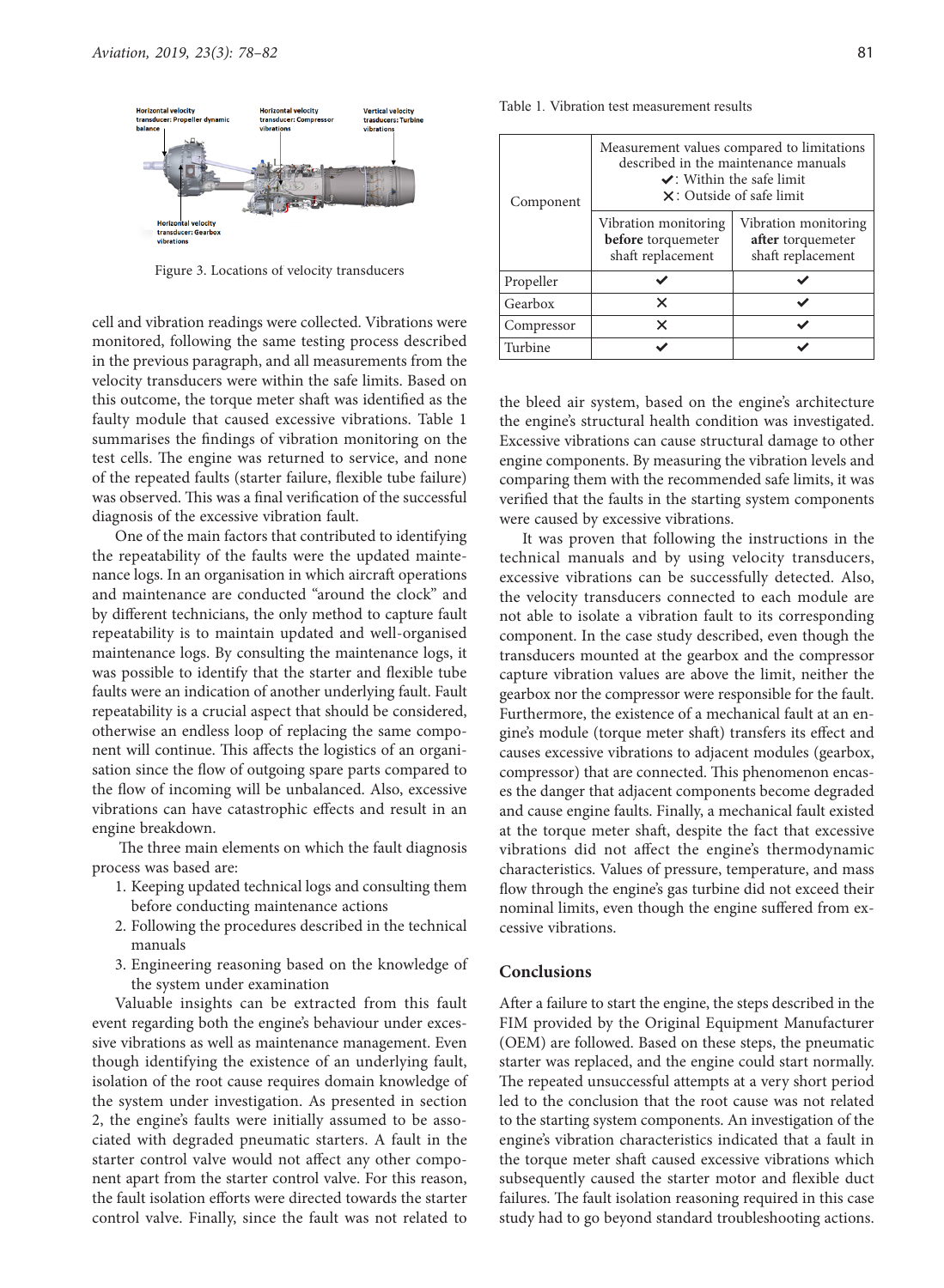Figure 3. Locations of velocity transducers

cell and vibration readings were collected. Vibrations were monitored, following the same testing process described in the previous paragraph, and all measurements from the velocity transducers were within the safe limits. Based on this outcome, the torque meter shaft was identified as the faulty module that caused excessive vibrations. Table 1 summarises the findings of vibration monitoring on the test cells. The engine was returned to service, and none of the repeated faults (starter failure, flexible tube failure) was observed. This was a final verification of the successful diagnosis of the excessive vibration fault.

One of the main factors that contributed to identifying the repeatability of the faults were the updated maintenance logs. In an organisation in which aircraft operations and maintenance are conducted "around the clock" and by different technicians, the only method to capture fault repeatability is to maintain updated and well-organised maintenance logs. By consulting the maintenance logs, it was possible to identify that the starter and flexible tube faults were an indication of another underlying fault. Fault repeatability is a crucial aspect that should be considered, otherwise an endless loop of replacing the same component will continue. This affects the logistics of an organisation since the flow of outgoing spare parts compared to the flow of incoming will be unbalanced. Also, excessive vibrations can have catastrophic effects and result in an engine breakdown.

The three main elements on which the fault diagnosis process was based are:

1. Keeping updated technical logs and consulting them before conducting maintenance actions
2. Following the procedures described in the technical manuals
3. Engineering reasoning based on the knowledge of the system under examination

Valuable insights can be extracted from this fault event regarding both the engine's behaviour under excessive vibrations as well as maintenance management. Even though identifying the existence of an underlying fault, isolation of the root cause requires domain knowledge of the system under investigation. As presented in section 2, the engine's faults were initially assumed to be associated with degraded pneumatic starters. A fault in the starter control valve would not affect any other component apart from the starter control valve. For this reason, the fault isolation efforts were directed towards the starter control valve. Finally, since the fault was not related to

Table 1. Vibration test measurement results

| Component | Measurement values compared to limitations described in the maintenance manuals ✔: Within the safe limit ✕: Outside of safe limit | |
|---|---|---|
| | Vibration monitoring **before** torquemeter shaft replacement | Vibration monitoring **after** torquemeter shaft replacement |
| Propeller | ✔ | ✔ |
| Gearbox | ✕ | ✔ |
| Compressor | ✕ | ✔ |
| Turbine | ✔ | ✔ |

the bleed air system, based on the engine's architecture the engine's structural health condition was investigated. Excessive vibrations can cause structural damage to other engine components. By measuring the vibration levels and comparing them with the recommended safe limits, it was verified that the faults in the starting system components were caused by excessive vibrations.

It was proven that following the instructions in the technical manuals and by using velocity transducers, excessive vibrations can be successfully detected. Also, the velocity transducers connected to each module are not able to isolate a vibration fault to its corresponding component. In the case study described, even though the transducers mounted at the gearbox and the compressor capture vibration values are above the limit, neither the gearbox nor the compressor were responsible for the fault. Furthermore, the existence of a mechanical fault at an engine's module (torque meter shaft) transfers its effect and causes excessive vibrations to adjacent modules (gearbox, compressor) that are connected. This phenomenon encases the danger that adjacent components become degraded and cause engine faults. Finally, a mechanical fault existed at the torque meter shaft, despite the fact that excessive vibrations did not affect the engine's thermodynamic characteristics. Values of pressure, temperature, and mass flow through the engine's gas turbine did not exceed their nominal limits, even though the engine suffered from excessive vibrations.

## Conclusions

After a failure to start the engine, the steps described in the FIM provided by the Original Equipment Manufacturer (OEM) are followed. Based on these steps, the pneumatic starter was replaced, and the engine could start normally. The repeated unsuccessful attempts at a very short period led to the conclusion that the root cause was not related to the starting system components. An investigation of the engine's vibration characteristics indicated that a fault in the torque meter shaft caused excessive vibrations which subsequently caused the starter motor and flexible duct failures. The fault isolation reasoning required in this case study had to go beyond standard troubleshooting actions.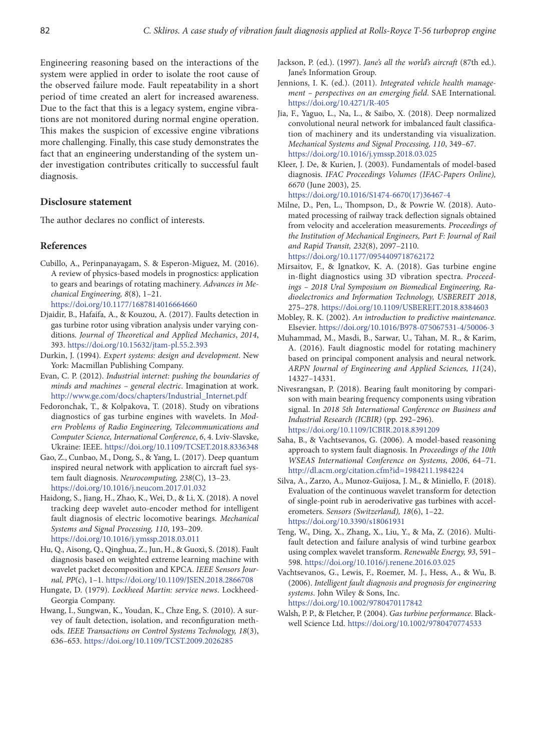Engineering reasoning based on the interactions of the system were applied in order to isolate the root cause of the observed failure mode. Fault repeatability in a short period of time created an alert for increased awareness. Due to the fact that this is a legacy system, engine vibrations are not monitored during normal engine operation. This makes the suspicion of excessive engine vibrations more challenging. Finally, this case study demonstrates the fact that an engineering understanding of the system under investigation contributes critically to successful fault diagnosis.

## Disclosure statement

The author declares no conflict of interests.

## References

Cubillo, A., Perinpanayagam, S. & Esperon-Miguez, M. (2016). A review of physics-based models in prognostics: application to gears and bearings of rotating machinery. *Advances in Mechanical Engineering, 8*(8), 1–21. https://doi.org/10.1177/1687814016664660

Djaidir, B., Hafaifa, A., & Kouzou, A. (2017). Faults detection in gas turbine rotor using vibration analysis under varying conditions. *Journal of Theoretical and Applied Mechanics*, *2014*, 393. https://doi.org/10.15632/jtam-pl.55.2.393

Durkin, J. (1994). *Expert systems: design and development*. New York: Macmillan Publishing Company.

Evan, C. P. (2012). *Industrial internet: pushing the boundaries of minds and machines – general electric*. Imagination at work. http://www.ge.com/docs/chapters/Industrial_Internet.pdf

Fedoronchak, T., & Kolpakova, T. (2018). Study on vibrations diagnostics of gas turbine engines with wavelets. In *Modern Problems of Radio Engineering, Telecommunications and Computer Science, International Conference*, *6*, 4. Lviv-Slavske, Ukraine: IEEE. https://doi.org/10.1109/TCSET.2018.8336348

Gao, Z., Cunbao, M., Dong, S., & Yang, L. (2017). Deep quantum inspired neural network with application to aircraft fuel system fault diagnosis. *Neurocomputing, 238*(C), 13–23. https://doi.org/10.1016/j.neucom.2017.01.032

Haidong, S., Jiang, H., Zhao, K., Wei, D., & Li, X. (2018). A novel tracking deep wavelet auto-encoder method for intelligent fault diagnosis of electric locomotive bearings. *Mechanical Systems and Signal Processing, 110*, 193–209. https://doi.org/10.1016/j.ymssp.2018.03.011

Hu, Q., Aisong, Q., Qinghua, Z., Jun, H., & Guoxi, S. (2018). Fault diagnosis based on weighted extreme learning machine with wavelet packet decomposition and KPCA. *IEEE Sensors Journal, PP*(c), 1–1. https://doi.org/10.1109/JSEN.2018.2866708

Hungate, D. (1979). *Lockheed Martin: service news*. Lockheed-Georgia Company.

Hwang, I., Sungwan, K., Youdan, K., Chze Eng, S. (2010). A survey of fault detection, isolation, and reconfiguration methods. *IEEE Transactions on Control Systems Technology, 18*(3), 636–653. https://doi.org/10.1109/TCST.2009.2026285

Jackson, P. (ed.). (1997). *Jane's all the world's aircraft* (87th ed.). Jane's Information Group.

Jennions, I. K. (ed.). (2011). *Integrated vehicle health management – perspectives on an emerging field*. SAE International. https://doi.org/10.4271/R-405

Jia, F., Yaguo, L., Na, L., & Saibo, X. (2018). Deep normalized convolutional neural network for imbalanced fault classification of machinery and its understanding via visualization. *Mechanical Systems and Signal Processing, 110*, 349–67. https://doi.org/10.1016/j.ymssp.2018.03.025

Kleer, J. De, & Kurien, J. (2003). Fundamentals of model-based diagnosis. *IFAC Proceedings Volumes (IFAC-Papers Online), 6670* (June 2003), 25. https://doi.org/10.1016/S1474-6670(17)36467-4

Milne, D., Pen, L., Thompson, D., & Powrie W. (2018). Automated processing of railway track deflection signals obtained from velocity and acceleration measurements. *Proceedings of the Institution of Mechanical Engineers, Part F: Journal of Rail and Rapid Transit, 232*(8), 2097–2110. https://doi.org/10.1177/0954409718762172

Mirsaitov, F., & Ignatkov, K. A. (2018). Gas turbine engine in-flight diagnostics using 3D vibration spectra. *Proceedings – 2018 Ural Symposium on Biomedical Engineering, Radioelectronics and Information Technology, USBEREIT 2018*, 275–278. https://doi.org/10.1109/USBEREIT.2018.8384603

Mobley, R. K. (2002). *An introduction to predictive maintenance*. Elsevier. https://doi.org/10.1016/B978-075067531-4/50006-3

Muhammad, M., Masdi, B., Sarwar, U., Tahan, M. R., & Karim, A. (2016). Fault diagnostic model for rotating machinery based on principal component analysis and neural network. *ARPN Journal of Engineering and Applied Sciences, 11*(24), 14327–14331.

Nivesrangsan, P. (2018). Bearing fault monitoring by comparison with main bearing frequency components using vibration signal. In *2018 5th International Conference on Business and Industrial Research (ICBIR)* (pp. 292–296). https://doi.org/10.1109/ICBIR.2018.8391209

Saha, B., & Vachtsevanos, G. (2006). A model-based reasoning approach to system fault diagnosis. In *Proceedings of the 10th WSEAS International Conference on Systems, 2006*, 64–71. http://dl.acm.org/citation.cfm?id=1984211.1984224

Silva, A., Zarzo, A., Munoz-Guijosa, J. M., & Miniello, F. (2018). Evaluation of the continuous wavelet transform for detection of single-point rub in aeroderivative gas turbines with accelerometers. *Sensors (Switzerland), 18*(6), 1–22. https://doi.org/10.3390/s18061931

Teng, W., Ding, X., Zhang, X., Liu, Y., & Ma, Z. (2016). Multi-fault detection and failure analysis of wind turbine gearbox using complex wavelet transform. *Renewable Energy, 93*, 591–598. https://doi.org/10.1016/j.renene.2016.03.025

Vachtsevanos, G., Lewis, F., Roemer, M. J., Hess, A., & Wu, B. (2006). *Intelligent fault diagnosis and prognosis for engineering systems*. John Wiley & Sons, Inc. https://doi.org/10.1002/9780470117842

Walsh, P. P., & Fletcher, P. (2004). *Gas turbine performance*. Blackwell Science Ltd. https://doi.org/10.1002/9780470774533